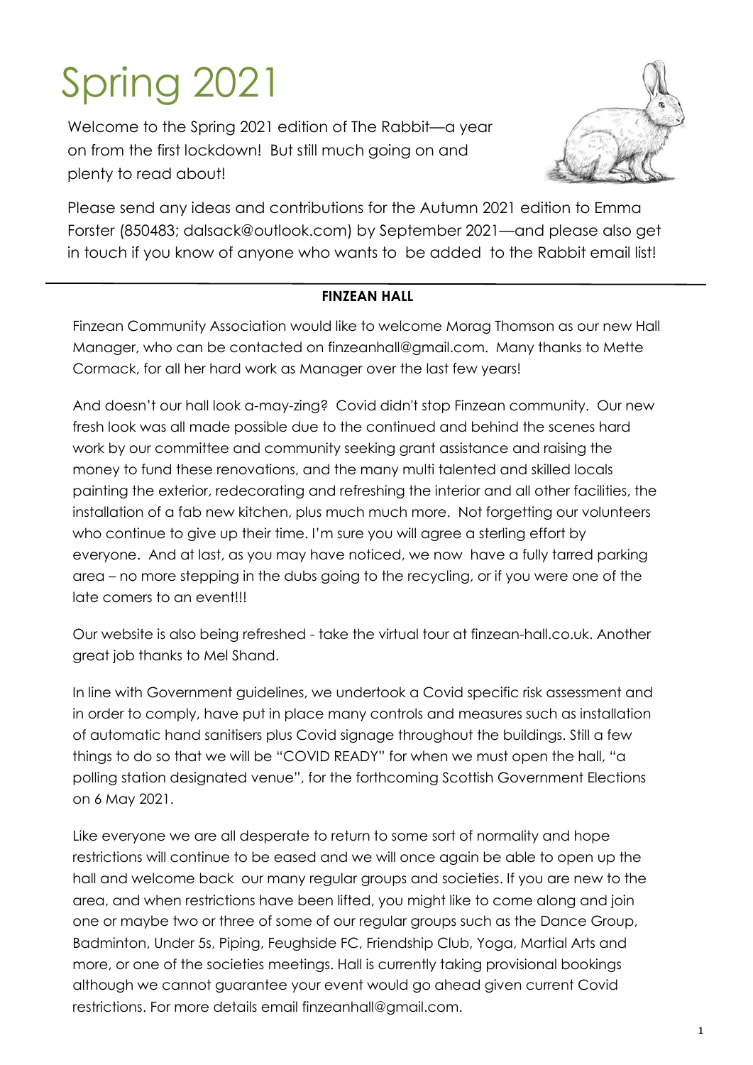# Spring 2021

Welcome to the Spring 2021 edition of The Rabbit—a year on from the first lockdown! But still much going on and plenty to read about!

Please send any ideas and contributions for the Autumn 2021 edition to Emma Forster (850483; dalsack@outlook.com) by September 2021—and please also get in touch if you know of anyone who wants to be added to the Rabbit email list!

## FINZEAN HALL

Finzean Community Association would like to welcome Morag Thomson as our new Hall Manager, who can be contacted on finzeanhall@gmail.com. Many thanks to Mette Cormack, for all her hard work as Manager over the last few years!

And doesn't our hall look a-may-zing? Covid didn't stop Finzean community. Our new fresh look was all made possible due to the continued and behind the scenes hard work by our committee and community seeking grant assistance and raising the money to fund these renovations, and the many multi talented and skilled locals painting the exterior, redecorating and refreshing the interior and all other facilities, the installation of a fab new kitchen, plus much much more. Not forgetting our volunteers who continue to give up their time. I'm sure you will agree a sterling effort by everyone. And at last, as you may have noticed, we now have a fully tarred parking area – no more stepping in the dubs going to the recycling, or if you were one of the late comers to an event!!!

Our website is also being refreshed - take the virtual tour at finzean-hall.co.uk. Another great job thanks to Mel Shand.

In line with Government guidelines, we undertook a Covid specific risk assessment and in order to comply, have put in place many controls and measures such as installation of automatic hand sanitisers plus Covid signage throughout the buildings. Still a few things to do so that we will be "COVID READY" for when we must open the hall, "a polling station designated venue", for the forthcoming Scottish Government Elections on 6 May 2021.

Like everyone we are all desperate to return to some sort of normality and hope restrictions will continue to be eased and we will once again be able to open up the hall and welcome back our many regular groups and societies. If you are new to the area, and when restrictions have been lifted, you might like to come along and join one or maybe two or three of some of our regular groups such as the Dance Group, Badminton, Under 5s, Piping, Feughside FC, Friendship Club, Yoga, Martial Arts and more, or one of the societies meetings. Hall is currently taking provisional bookings although we cannot guarantee your event would go ahead given current Covid restrictions. For more details email finzeanhall@gmail.com.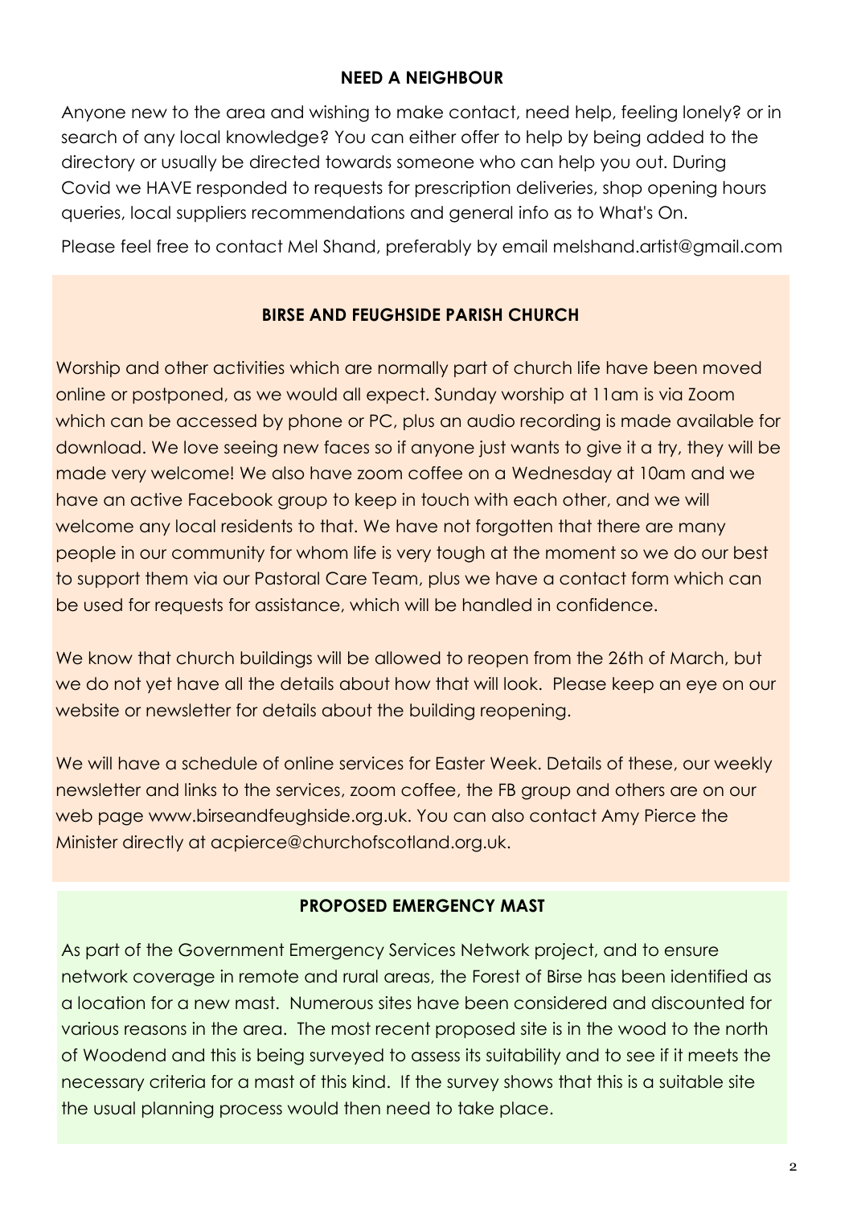## NEED A NEIGHBOUR

Anyone new to the area and wishing to make contact, need help, feeling lonely? or in search of any local knowledge? You can either offer to help by being added to the directory or usually be directed towards someone who can help you out. During Covid we HAVE responded to requests for prescription deliveries, shop opening hours queries, local suppliers recommendations and general info as to What's On.

Please feel free to contact Mel Shand, preferably by email melshand.artist@gmail.com

## BIRSE AND FEUGHSIDE PARISH CHURCH

Worship and other activities which are normally part of church life have been moved online or postponed, as we would all expect. Sunday worship at 11am is via Zoom which can be accessed by phone or PC, plus an audio recording is made available for download. We love seeing new faces so if anyone just wants to give it a try, they will be made very welcome! We also have zoom coffee on a Wednesday at 10am and we have an active Facebook group to keep in touch with each other, and we will welcome any local residents to that. We have not forgotten that there are many people in our community for whom life is very tough at the moment so we do our best to support them via our Pastoral Care Team, plus we have a contact form which can be used for requests for assistance, which will be handled in confidence.

We know that church buildings will be allowed to reopen from the 26th of March, but we do not yet have all the details about how that will look. Please keep an eye on our website or newsletter for details about the building reopening.

We will have a schedule of online services for Easter Week. Details of these, our weekly newsletter and links to the services, zoom coffee, the FB group and others are on our web page www.birseandfeughside.org.uk. You can also contact Amy Pierce the Minister directly at acpierce@churchofscotland.org.uk.

## PROPOSED EMERGENCY MAST

As part of the Government Emergency Services Network project, and to ensure network coverage in remote and rural areas, the Forest of Birse has been identified as a location for a new mast. Numerous sites have been considered and discounted for various reasons in the area. The most recent proposed site is in the wood to the north of Woodend and this is being surveyed to assess its suitability and to see if it meets the necessary criteria for a mast of this kind. If the survey shows that this is a suitable site the usual planning process would then need to take place.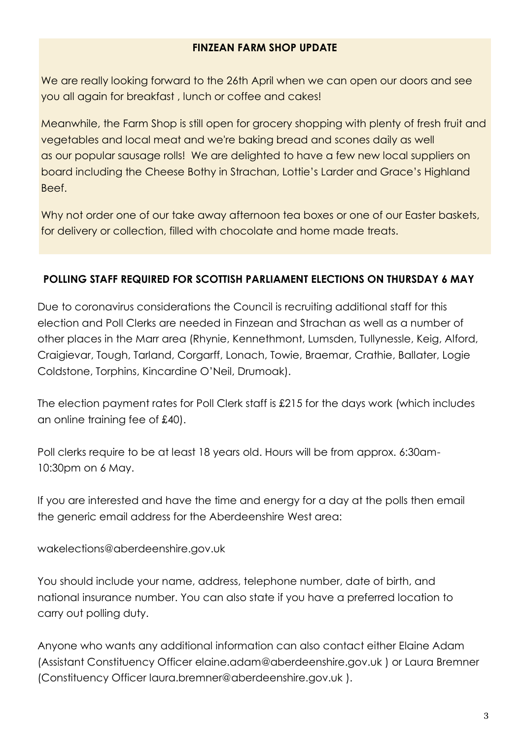## FINZEAN FARM SHOP UPDATE

We are really looking forward to the 26th April when we can open our doors and see you all again for breakfast , lunch or coffee and cakes!

Meanwhile, the Farm Shop is still open for grocery shopping with plenty of fresh fruit and vegetables and local meat and we're baking bread and scones daily as well as our popular sausage rolls! We are delighted to have a few new local suppliers on board including the Cheese Bothy in Strachan, Lottie's Larder and Grace's Highland Beef.

Why not order one of our take away afternoon tea boxes or one of our Easter baskets, for delivery or collection, filled with chocolate and home made treats.

## POLLING STAFF REQUIRED FOR SCOTTISH PARLIAMENT ELECTIONS ON THURSDAY 6 MAY

Due to coronavirus considerations the Council is recruiting additional staff for this election and Poll Clerks are needed in Finzean and Strachan as well as a number of other places in the Marr area (Rhynie, Kennethmont, Lumsden, Tullynessle, Keig, Alford, Craigievar, Tough, Tarland, Corgarff, Lonach, Towie, Braemar, Crathie, Ballater, Logie Coldstone, Torphins, Kincardine O'Neil, Drumoak).

The election payment rates for Poll Clerk staff is £215 for the days work (which includes an online training fee of £40).

Poll clerks require to be at least 18 years old. Hours will be from approx. 6:30am-10:30pm on 6 May.

If you are interested and have the time and energy for a day at the polls then email the generic email address for the Aberdeenshire West area:

wakelections@aberdeenshire.gov.uk

You should include your name, address, telephone number, date of birth, and national insurance number. You can also state if you have a preferred location to carry out polling duty.

Anyone who wants any additional information can also contact either Elaine Adam (Assistant Constituency Officer elaine.adam@aberdeenshire.gov.uk ) or Laura Bremner (Constituency Officer laura.bremner@aberdeenshire.gov.uk ).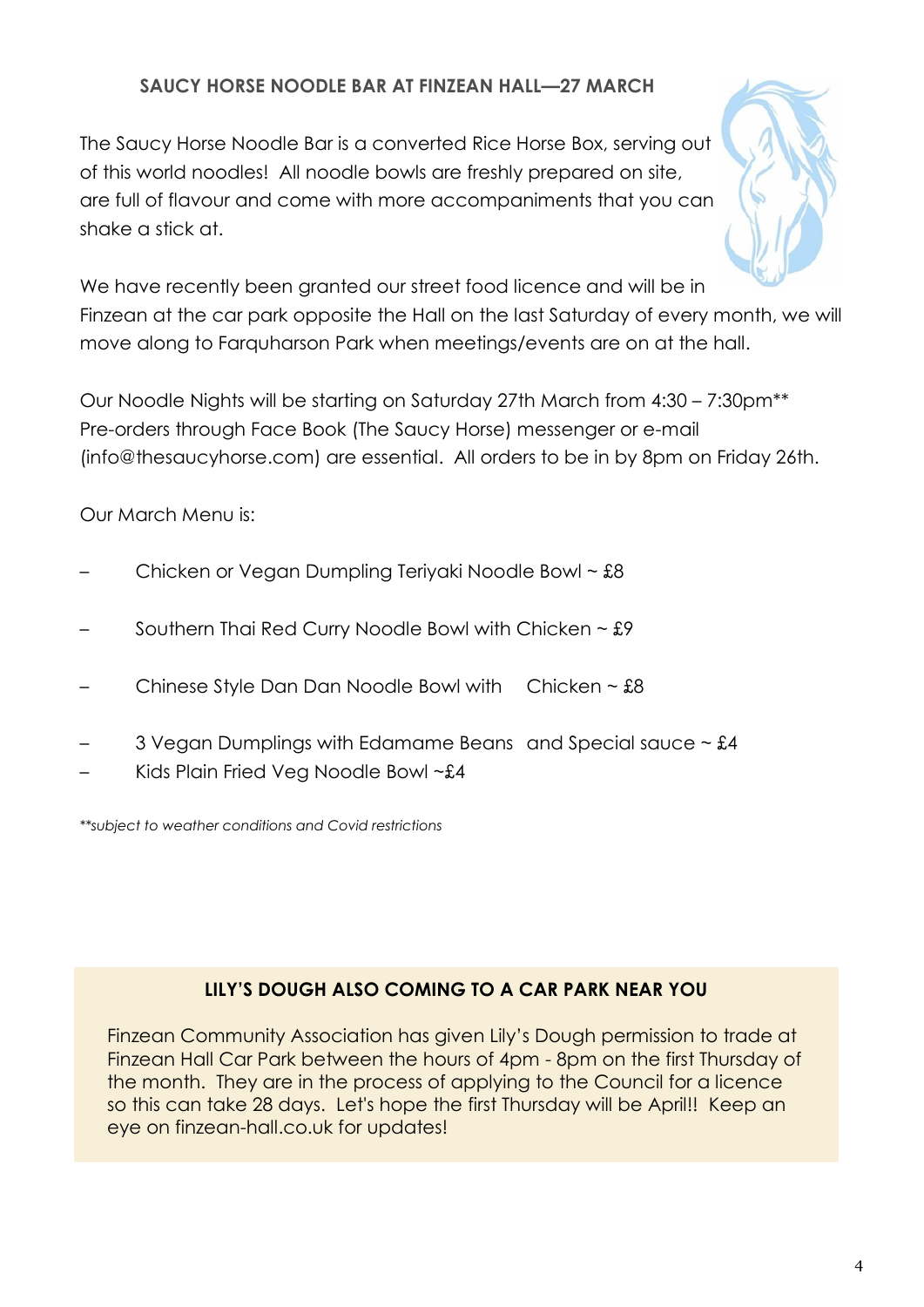## SAUCY HORSE NOODLE BAR AT FINZEAN HALL—27 MARCH

The Saucy Horse Noodle Bar is a converted Rice Horse Box, serving out of this world noodles! All noodle bowls are freshly prepared on site, are full of flavour and come with more accompaniments that you can shake a stick at.

We have recently been granted our street food licence and will be in Finzean at the car park opposite the Hall on the last Saturday of every month, we will move along to Farquharson Park when meetings/events are on at the hall.

Our Noodle Nights will be starting on Saturday 27th March from 4:30 – 7:30pm** Pre-orders through Face Book (The Saucy Horse) messenger or e-mail (info@thesaucyhorse.com) are essential. All orders to be in by 8pm on Friday 26th.

Our March Menu is:

- Chicken or Vegan Dumpling Teriyaki Noodle Bowl ~ £8
- Southern Thai Red Curry Noodle Bowl with Chicken ~ £9
- Chinese Style Dan Dan Noodle Bowl with Chicken ~ £8
- 3 Vegan Dumplings with Edamame Beans and Special sauce ~ £4
- Kids Plain Fried Veg Noodle Bowl ~£4

*\*\*subject to weather conditions and Covid restrictions*

## LILY'S DOUGH ALSO COMING TO A CAR PARK NEAR YOU

Finzean Community Association has given Lily's Dough permission to trade at Finzean Hall Car Park between the hours of 4pm - 8pm on the first Thursday of the month. They are in the process of applying to the Council for a licence so this can take 28 days. Let's hope the first Thursday will be April!! Keep an eye on finzean-hall.co.uk for updates!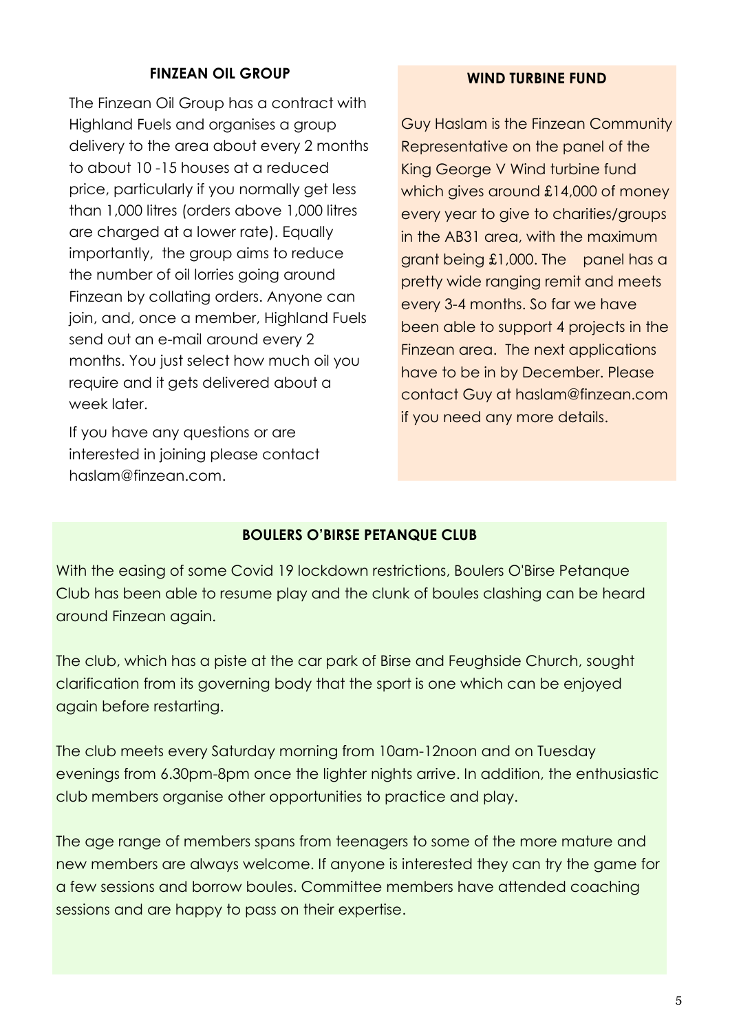## FINZEAN OIL GROUP

The Finzean Oil Group has a contract with Highland Fuels and organises a group delivery to the area about every 2 months to about 10 -15 houses at a reduced price, particularly if you normally get less than 1,000 litres (orders above 1,000 litres are charged at a lower rate). Equally importantly, the group aims to reduce the number of oil lorries going around Finzean by collating orders. Anyone can join, and, once a member, Highland Fuels send out an e-mail around every 2 months. You just select how much oil you require and it gets delivered about a week later.

If you have any questions or are interested in joining please contact haslam@finzean.com.

## WIND TURBINE FUND

Guy Haslam is the Finzean Community Representative on the panel of the King George V Wind turbine fund which gives around £14,000 of money every year to give to charities/groups in the AB31 area, with the maximum grant being £1,000. The panel has a pretty wide ranging remit and meets every 3-4 months. So far we have been able to support 4 projects in the Finzean area. The next applications have to be in by December. Please contact Guy at haslam@finzean.com if you need any more details.

## BOULERS O'BIRSE PETANQUE CLUB

With the easing of some Covid 19 lockdown restrictions, Boulers O'Birse Petanque Club has been able to resume play and the clunk of boules clashing can be heard around Finzean again.

The club, which has a piste at the car park of Birse and Feughside Church, sought clarification from its governing body that the sport is one which can be enjoyed again before restarting.

The club meets every Saturday morning from 10am-12noon and on Tuesday evenings from 6.30pm-8pm once the lighter nights arrive. In addition, the enthusiastic club members organise other opportunities to practice and play.

The age range of members spans from teenagers to some of the more mature and new members are always welcome. If anyone is interested they can try the game for a few sessions and borrow boules. Committee members have attended coaching sessions and are happy to pass on their expertise.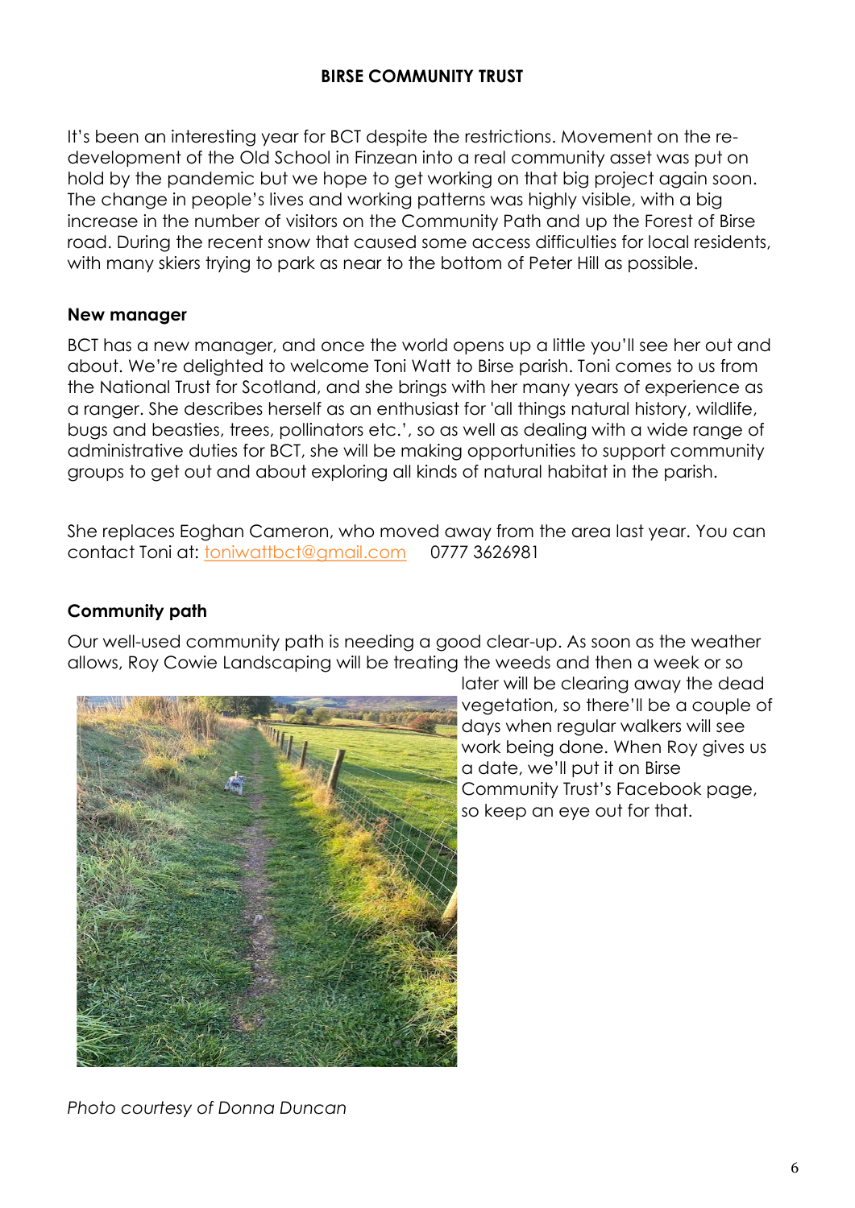## BIRSE COMMUNITY TRUST

It's been an interesting year for BCT despite the restrictions. Movement on the re-development of the Old School in Finzean into a real community asset was put on hold by the pandemic but we hope to get working on that big project again soon. The change in people's lives and working patterns was highly visible, with a big increase in the number of visitors on the Community Path and up the Forest of Birse road. During the recent snow that caused some access difficulties for local residents, with many skiers trying to park as near to the bottom of Peter Hill as possible.

### New manager

BCT has a new manager, and once the world opens up a little you'll see her out and about. We're delighted to welcome Toni Watt to Birse parish. Toni comes to us from the National Trust for Scotland, and she brings with her many years of experience as a ranger. She describes herself as an enthusiast for 'all things natural history, wildlife, bugs and beasties, trees, pollinators etc.', so as well as dealing with a wide range of administrative duties for BCT, she will be making opportunities to support community groups to get out and about exploring all kinds of natural habitat in the parish.

She replaces Eoghan Cameron, who moved away from the area last year. You can contact Toni at: toniwattbct@gmail.com 0777 3626981

### Community path

Our well-used community path is needing a good clear-up. As soon as the weather allows, Roy Cowie Landscaping will be treating the weeds and then a week or so later will be clearing away the dead vegetation, so there'll be a couple of days when regular walkers will see work being done. When Roy gives us a date, we'll put it on Birse Community Trust's Facebook page, so keep an eye out for that.

*Photo courtesy of Donna Duncan*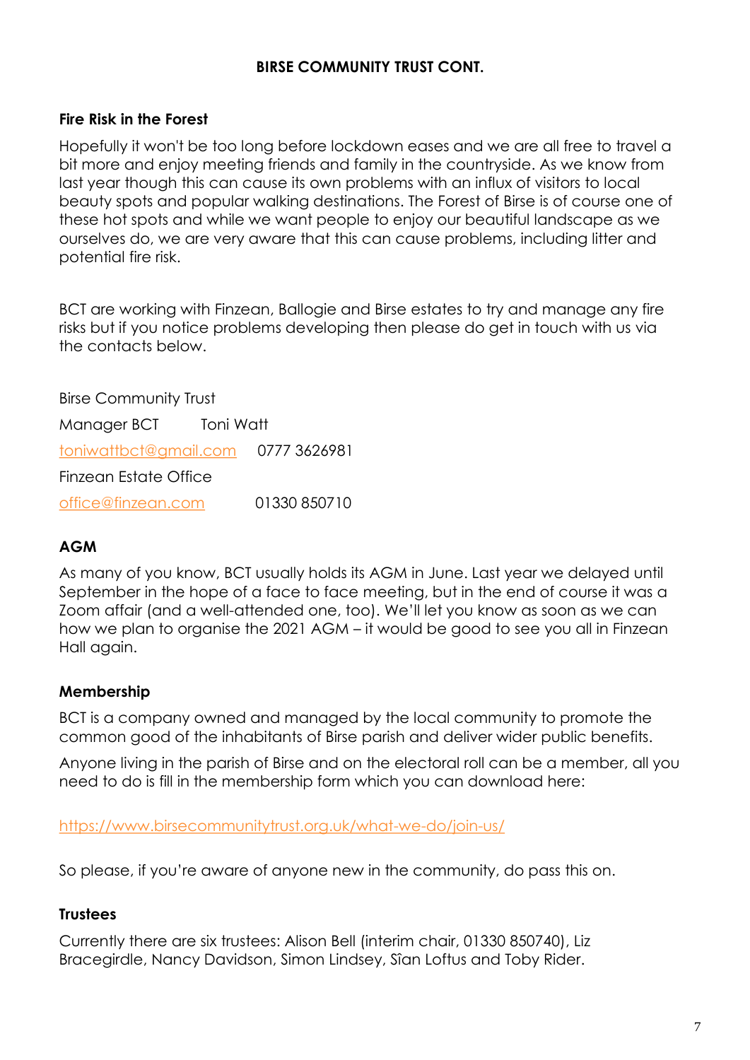## BIRSE COMMUNITY TRUST CONT.

### Fire Risk in the Forest

Hopefully it won't be too long before lockdown eases and we are all free to travel a bit more and enjoy meeting friends and family in the countryside. As we know from last year though this can cause its own problems with an influx of visitors to local beauty spots and popular walking destinations. The Forest of Birse is of course one of these hot spots and while we want people to enjoy our beautiful landscape as we ourselves do, we are very aware that this can cause problems, including litter and potential fire risk.

BCT are working with Finzean, Ballogie and Birse estates to try and manage any fire risks but if you notice problems developing then please do get in touch with us via the contacts below.

Birse Community Trust

Manager BCT Toni Watt

toniwattbct@gmail.com 0777 3626981

Finzean Estate Office

office@finzean.com 01330 850710

### AGM

As many of you know, BCT usually holds its AGM in June. Last year we delayed until September in the hope of a face to face meeting, but in the end of course it was a Zoom affair (and a well-attended one, too). We'll let you know as soon as we can how we plan to organise the 2021 AGM – it would be good to see you all in Finzean Hall again.

### Membership

BCT is a company owned and managed by the local community to promote the common good of the inhabitants of Birse parish and deliver wider public benefits.

Anyone living in the parish of Birse and on the electoral roll can be a member, all you need to do is fill in the membership form which you can download here:

https://www.birsecommunitytrust.org.uk/what-we-do/join-us/

So please, if you're aware of anyone new in the community, do pass this on.

### Trustees

Currently there are six trustees: Alison Bell (interim chair, 01330 850740), Liz Bracegirdle, Nancy Davidson, Simon Lindsey, Sîan Loftus and Toby Rider.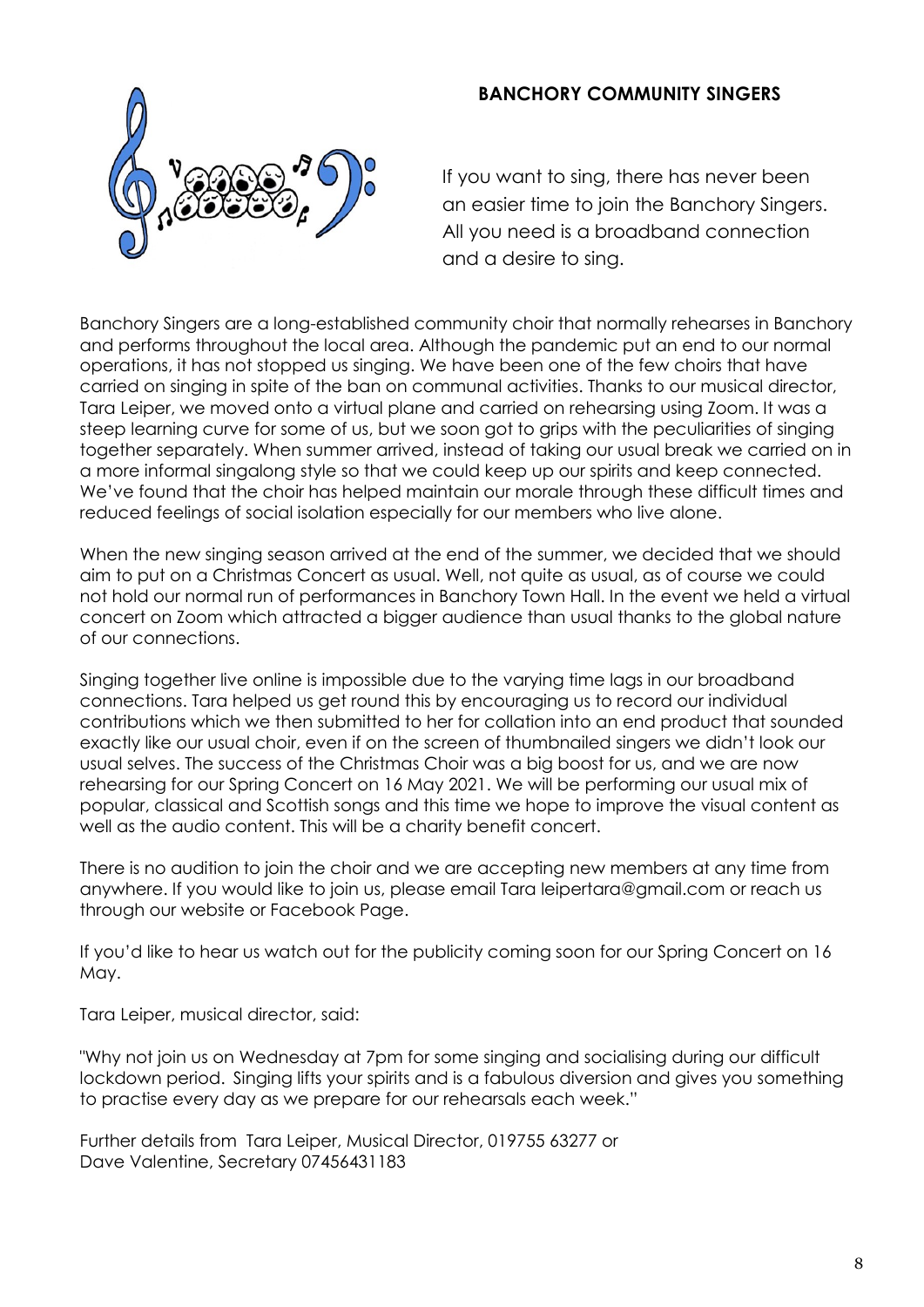## BANCHORY COMMUNITY SINGERS

If you want to sing, there has never been an easier time to join the Banchory Singers. All you need is a broadband connection and a desire to sing.

Banchory Singers are a long-established community choir that normally rehearses in Banchory and performs throughout the local area. Although the pandemic put an end to our normal operations, it has not stopped us singing. We have been one of the few choirs that have carried on singing in spite of the ban on communal activities. Thanks to our musical director, Tara Leiper, we moved onto a virtual plane and carried on rehearsing using Zoom. It was a steep learning curve for some of us, but we soon got to grips with the peculiarities of singing together separately. When summer arrived, instead of taking our usual break we carried on in a more informal singalong style so that we could keep up our spirits and keep connected. We've found that the choir has helped maintain our morale through these difficult times and reduced feelings of social isolation especially for our members who live alone.

When the new singing season arrived at the end of the summer, we decided that we should aim to put on a Christmas Concert as usual. Well, not quite as usual, as of course we could not hold our normal run of performances in Banchory Town Hall. In the event we held a virtual concert on Zoom which attracted a bigger audience than usual thanks to the global nature of our connections.

Singing together live online is impossible due to the varying time lags in our broadband connections. Tara helped us get round this by encouraging us to record our individual contributions which we then submitted to her for collation into an end product that sounded exactly like our usual choir, even if on the screen of thumbnailed singers we didn't look our usual selves. The success of the Christmas Choir was a big boost for us, and we are now rehearsing for our Spring Concert on 16 May 2021. We will be performing our usual mix of popular, classical and Scottish songs and this time we hope to improve the visual content as well as the audio content. This will be a charity benefit concert.

There is no audition to join the choir and we are accepting new members at any time from anywhere. If you would like to join us, please email Tara leipertara@gmail.com or reach us through our website or Facebook Page.

If you'd like to hear us watch out for the publicity coming soon for our Spring Concert on 16 May.

Tara Leiper, musical director, said:

"Why not join us on Wednesday at 7pm for some singing and socialising during our difficult lockdown period. Singing lifts your spirits and is a fabulous diversion and gives you something to practise every day as we prepare for our rehearsals each week."

Further details from Tara Leiper, Musical Director, 019755 63277 or
Dave Valentine, Secretary 07456431183